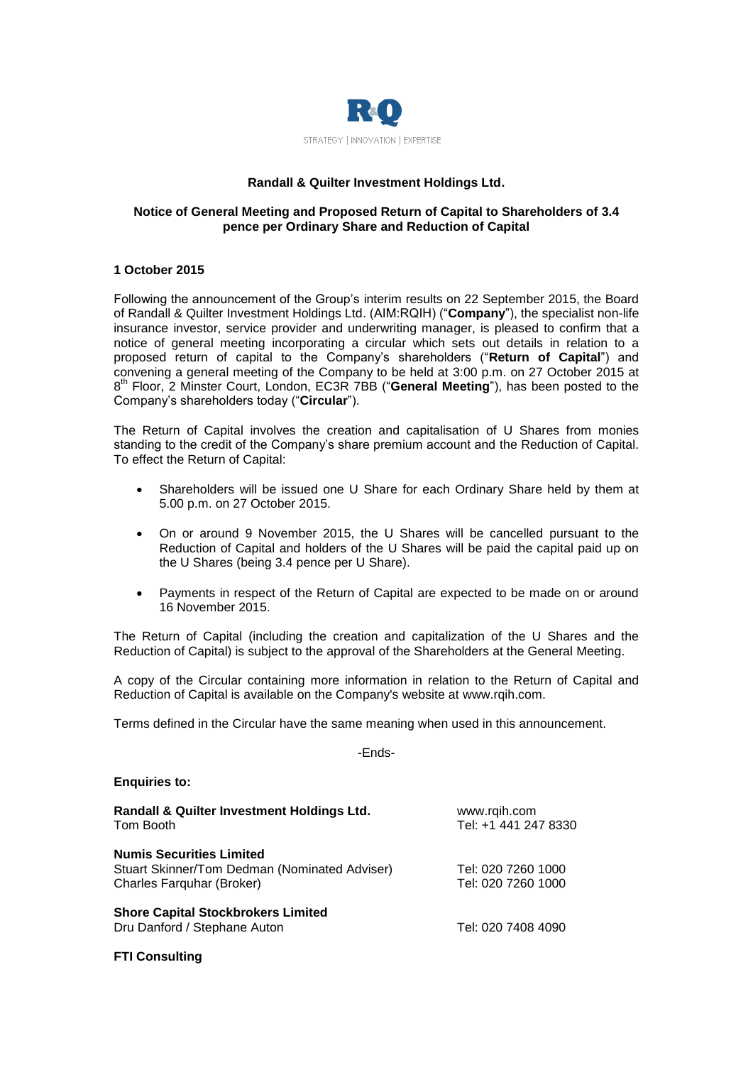R&Q

STRATEGY | INNOVATION | EXPERTISE

**Randall & Quilter Investment Holdings Ltd.**

**Notice of General Meeting and Proposed Return of Capital to Shareholders of 3.4 pence per Ordinary Share and Reduction of Capital**

**1 October 2015**

Following the announcement of the Group's interim results on 22 September 2015, the Board of Randall & Quilter Investment Holdings Ltd. (AIM:RQIH) ("**Company**"), the specialist non-life insurance investor, service provider and underwriting manager, is pleased to confirm that a notice of general meeting incorporating a circular which sets out details in relation to a proposed return of capital to the Company's shareholders ("**Return of Capital**") and convening a general meeting of the Company to be held at 3:00 p.m. on 27 October 2015 at 8th Floor, 2 Minster Court, London, EC3R 7BB ("**General Meeting**"), has been posted to the Company's shareholders today ("**Circular**").

The Return of Capital involves the creation and capitalisation of U Shares from monies standing to the credit of the Company's share premium account and the Reduction of Capital. To effect the Return of Capital:

- Shareholders will be issued one U Share for each Ordinary Share held by them at 5.00 p.m. on 27 October 2015.
- On or around 9 November 2015, the U Shares will be cancelled pursuant to the Reduction of Capital and holders of the U Shares will be paid the capital paid up on the U Shares (being 3.4 pence per U Share).
- Payments in respect of the Return of Capital are expected to be made on or around 16 November 2015.

The Return of Capital (including the creation and capitalization of the U Shares and the Reduction of Capital) is subject to the approval of the Shareholders at the General Meeting.

A copy of the Circular containing more information in relation to the Return of Capital and Reduction of Capital is available on the Company's website at www.rqih.com.

Terms defined in the Circular have the same meaning when used in this announcement.

-Ends-

**Enquiries to:**

| | |
|---|---|
| **Randall & Quilter Investment Holdings Ltd.** | www.rqih.com |
| Tom Booth | Tel: +1 441 247 8330 |
| | |
| **Numis Securities Limited** | |
| Stuart Skinner/Tom Dedman (Nominated Adviser) | Tel: 020 7260 1000 |
| Charles Farquhar (Broker) | Tel: 020 7260 1000 |
| | |
| **Shore Capital Stockbrokers Limited** | |
| Dru Danford / Stephane Auton | Tel: 020 7408 4090 |
| | |
| **FTI Consulting** | |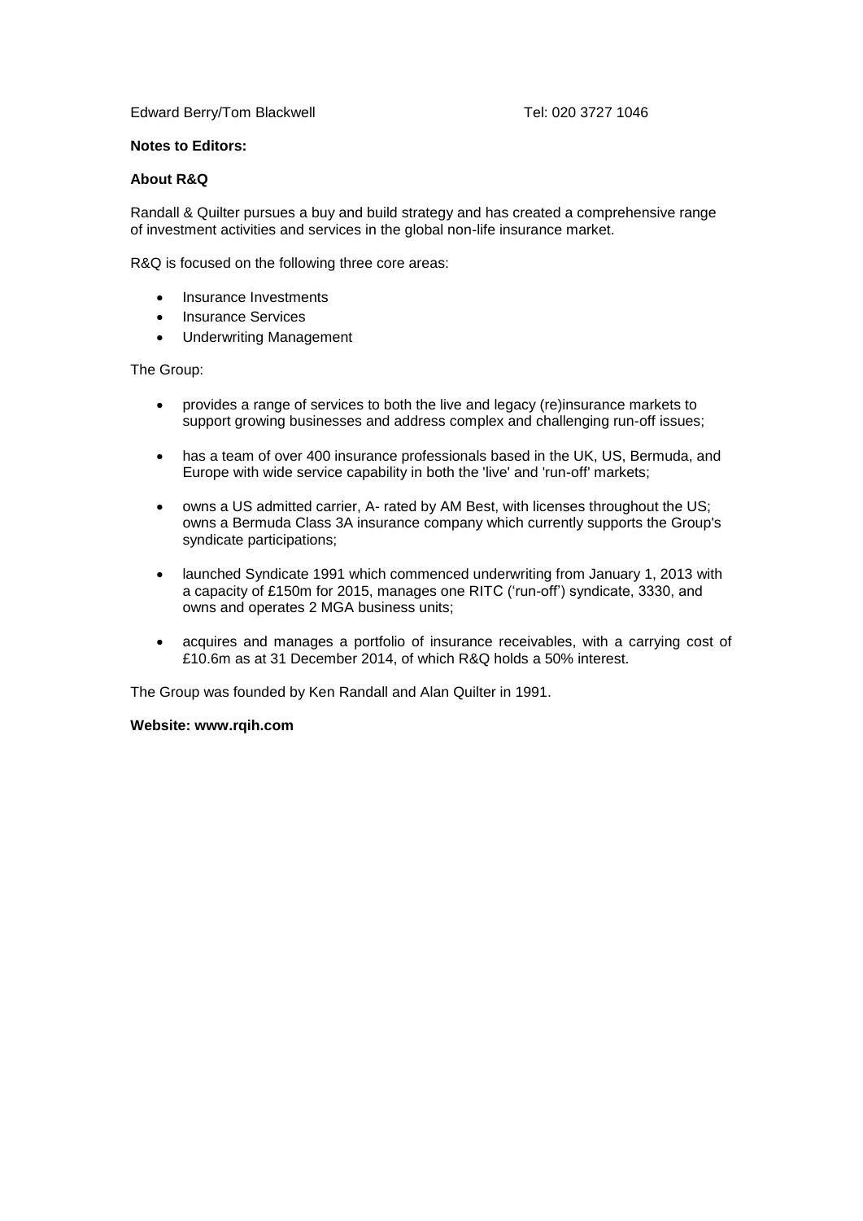Edward Berry/Tom Blackwell Tel: 020 3727 1046

**Notes to Editors:**

**About R&Q**

Randall & Quilter pursues a buy and build strategy and has created a comprehensive range of investment activities and services in the global non-life insurance market.

R&Q is focused on the following three core areas:

- Insurance Investments
- Insurance Services
- Underwriting Management

The Group:

- provides a range of services to both the live and legacy (re)insurance markets to support growing businesses and address complex and challenging run-off issues;
- has a team of over 400 insurance professionals based in the UK, US, Bermuda, and Europe with wide service capability in both the 'live' and 'run-off' markets;
- owns a US admitted carrier, A- rated by AM Best, with licenses throughout the US; owns a Bermuda Class 3A insurance company which currently supports the Group's syndicate participations;
- launched Syndicate 1991 which commenced underwriting from January 1, 2013 with a capacity of £150m for 2015, manages one RITC ('run-off') syndicate, 3330, and owns and operates 2 MGA business units;
- acquires and manages a portfolio of insurance receivables, with a carrying cost of £10.6m as at 31 December 2014, of which R&Q holds a 50% interest.

The Group was founded by Ken Randall and Alan Quilter in 1991.

**Website: www.rqih.com**